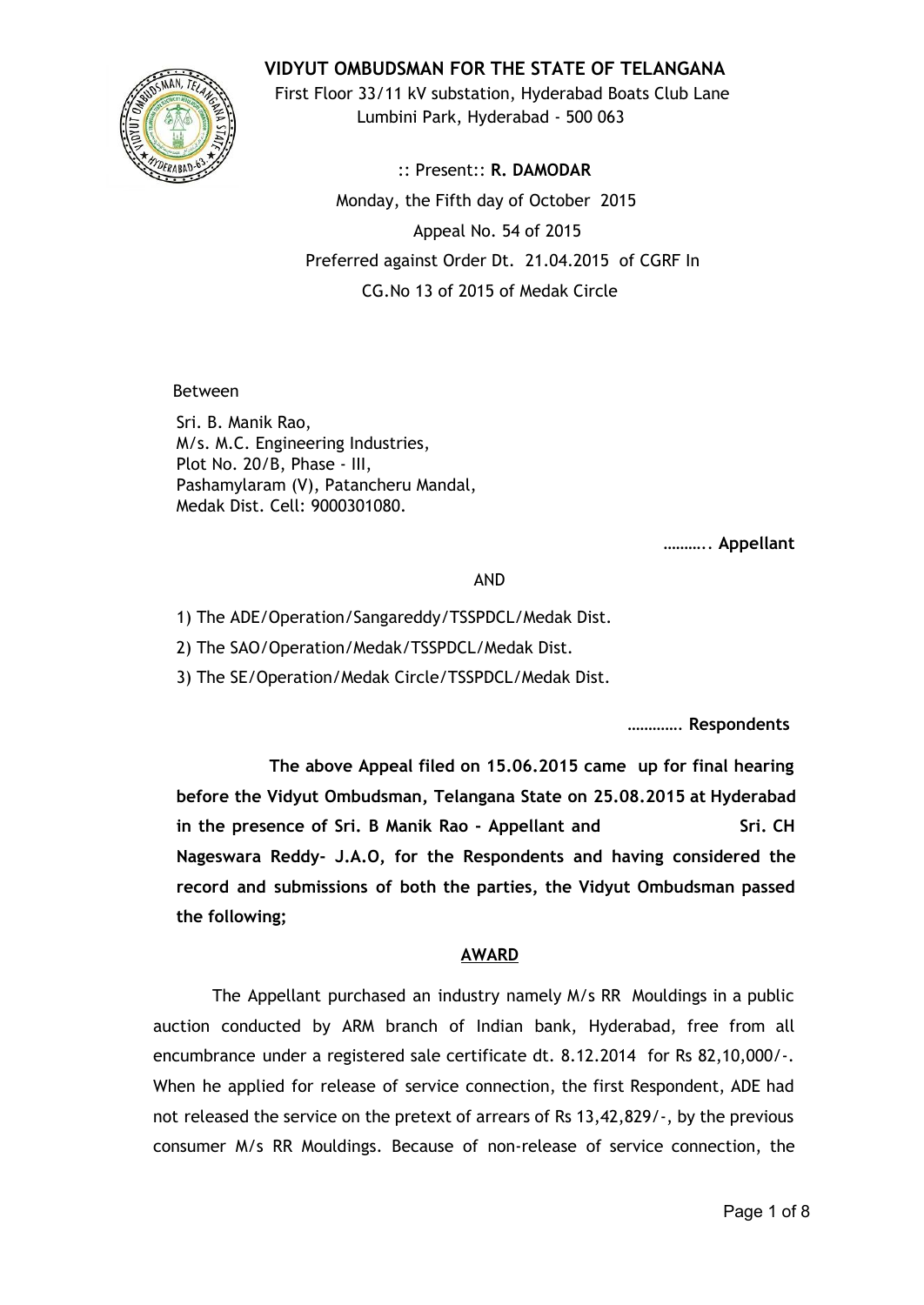# VIDYUT OMBUDSMAN FOR THE STATE OF TELANGANA

First Floor 33/11 kV substation, Hyderabad Boats Club Lane
Lumbini Park, Hyderabad - 500 063

:: Present:: **R. DAMODAR**

Monday, the Fifth day of October 2015

Appeal No. 54 of 2015

Preferred against Order Dt. 21.04.2015 of CGRF In

CG.No 13 of 2015 of Medak Circle

Between

Sri. B. Manik Rao,
M/s. M.C. Engineering Industries,
Plot No. 20/B, Phase - III,
Pashamylaram (V), Patancheru Mandal,
Medak Dist. Cell: 9000301080.

**……….. Appellant**

AND

1) The ADE/Operation/Sangareddy/TSSPDCL/Medak Dist.

2) The SAO/Operation/Medak/TSSPDCL/Medak Dist.

3) The SE/Operation/Medak Circle/TSSPDCL/Medak Dist.

**…………. Respondents**

**The above Appeal filed on 15.06.2015 came up for final hearing before the Vidyut Ombudsman, Telangana State on 25.08.2015 at Hyderabad in the presence of Sri. B Manik Rao - Appellant and Sri. CH Nageswara Reddy- J.A.O, for the Respondents and having considered the record and submissions of both the parties, the Vidyut Ombudsman passed the following;**

## AWARD

The Appellant purchased an industry namely M/s RR Mouldings in a public auction conducted by ARM branch of Indian bank, Hyderabad, free from all encumbrance under a registered sale certificate dt. 8.12.2014 for Rs 82,10,000/-. When he applied for release of service connection, the first Respondent, ADE had not released the service on the pretext of arrears of Rs 13,42,829/-, by the previous consumer M/s RR Mouldings. Because of non-release of service connection, the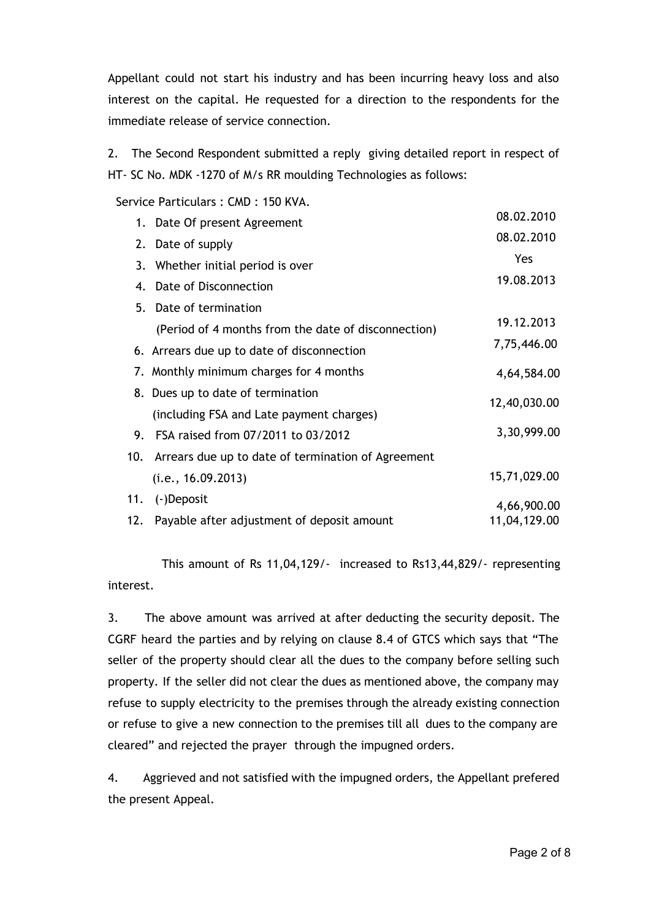Appellant could not start his industry and has been incurring heavy loss and also interest on the capital. He requested for a direction to the respondents for the immediate release of service connection.

2. The Second Respondent submitted a reply giving detailed report in respect of HT- SC No. MDK -1270 of M/s RR moulding Technologies as follows:

Service Particulars : CMD : 150 KVA.

| | | |
|---|---|---|
| 1. | Date Of present Agreement | 08.02.2010 |
| 2. | Date of supply | 08.02.2010 |
| 3. | Whether initial period is over | Yes |
| 4. | Date of Disconnection | 19.08.2013 |
| 5. | Date of termination (Period of 4 months from the date of disconnection) | 19.12.2013 |
| 6. | Arrears due up to date of disconnection | 7,75,446.00 |
| 7. | Monthly minimum charges for 4 months | 4,64,584.00 |
| 8. | Dues up to date of termination (including FSA and Late payment charges) | 12,40,030.00 |
| 9. | FSA raised from 07/2011 to 03/2012 | 3,30,999.00 |
| 10. | Arrears due up to date of termination of Agreement (i.e., 16.09.2013) | 15,71,029.00 |
| 11. | (-)Deposit | 4,66,900.00 |
| 12. | Payable after adjustment of deposit amount | 11,04,129.00 |

This amount of Rs 11,04,129/- increased to Rs13,44,829/- representing interest.

3. The above amount was arrived at after deducting the security deposit. The CGRF heard the parties and by relying on clause 8.4 of GTCS which says that "The seller of the property should clear all the dues to the company before selling such property. If the seller did not clear the dues as mentioned above, the company may refuse to supply electricity to the premises through the already existing connection or refuse to give a new connection to the premises till all dues to the company are cleared" and rejected the prayer through the impugned orders.

4. Aggrieved and not satisfied with the impugned orders, the Appellant prefered the present Appeal.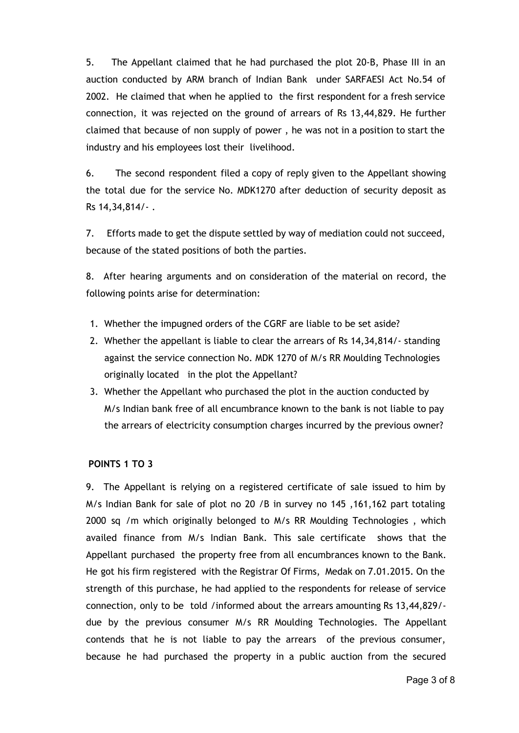5. The Appellant claimed that he had purchased the plot 20-B, Phase III in an auction conducted by ARM branch of Indian Bank under SARFAESI Act No.54 of 2002. He claimed that when he applied to the first respondent for a fresh service connection, it was rejected on the ground of arrears of Rs 13,44,829. He further claimed that because of non supply of power , he was not in a position to start the industry and his employees lost their livelihood.

6. The second respondent filed a copy of reply given to the Appellant showing the total due for the service No. MDK1270 after deduction of security deposit as Rs 14,34,814/- .

7. Efforts made to get the dispute settled by way of mediation could not succeed, because of the stated positions of both the parties.

8. After hearing arguments and on consideration of the material on record, the following points arise for determination:

1. Whether the impugned orders of the CGRF are liable to be set aside?
2. Whether the appellant is liable to clear the arrears of Rs 14,34,814/- standing against the service connection No. MDK 1270 of M/s RR Moulding Technologies originally located in the plot the Appellant?
3. Whether the Appellant who purchased the plot in the auction conducted by M/s Indian bank free of all encumbrance known to the bank is not liable to pay the arrears of electricity consumption charges incurred by the previous owner?

**POINTS 1 TO 3**

9. The Appellant is relying on a registered certificate of sale issued to him by M/s Indian Bank for sale of plot no 20 /B in survey no 145 ,161,162 part totaling 2000 sq /m which originally belonged to M/s RR Moulding Technologies , which availed finance from M/s Indian Bank. This sale certificate shows that the Appellant purchased the property free from all encumbrances known to the Bank. He got his firm registered with the Registrar Of Firms, Medak on 7.01.2015. On the strength of this purchase, he had applied to the respondents for release of service connection, only to be told /informed about the arrears amounting Rs 13,44,829/- due by the previous consumer M/s RR Moulding Technologies. The Appellant contends that he is not liable to pay the arrears of the previous consumer, because he had purchased the property in a public auction from the secured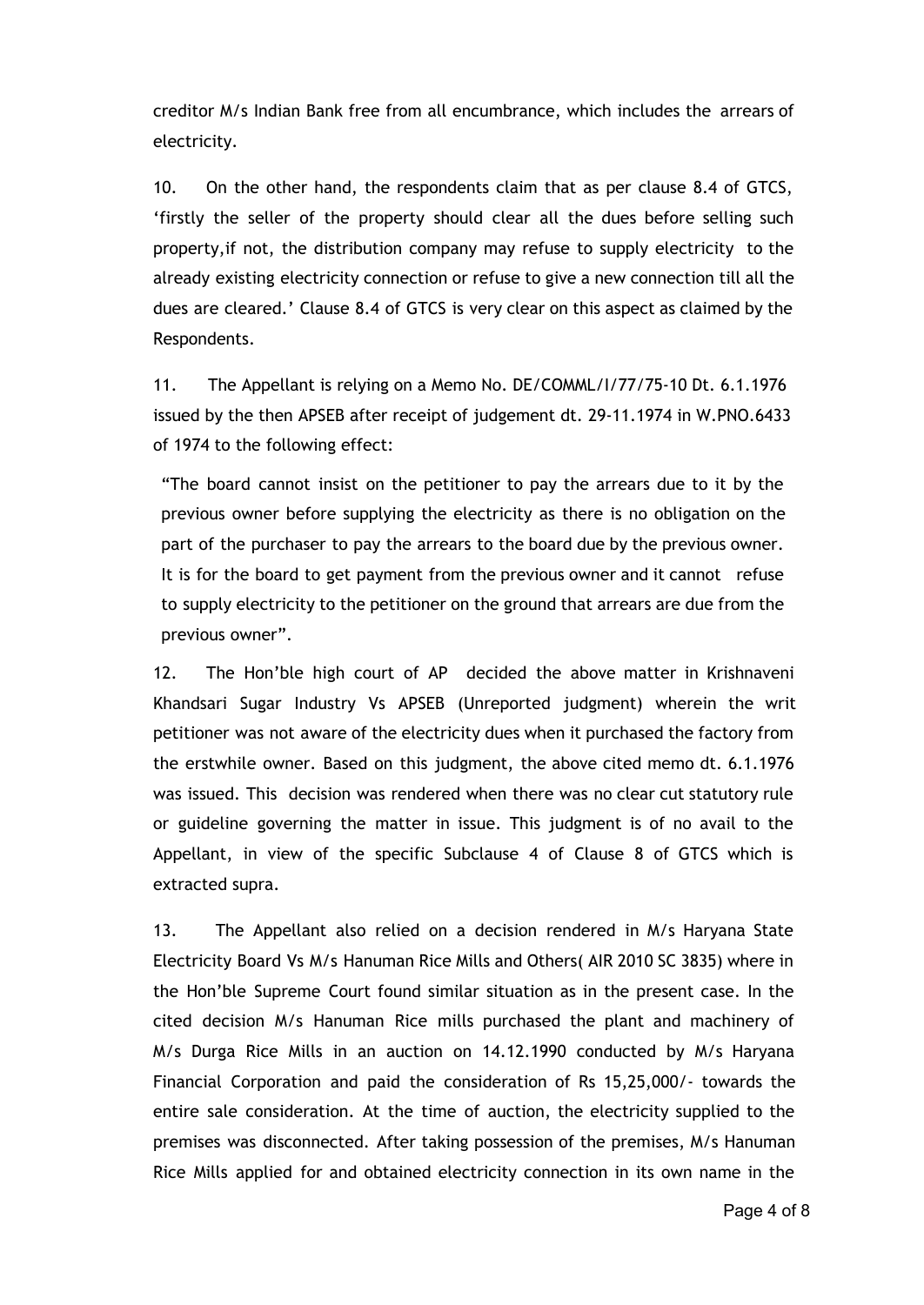creditor M/s Indian Bank free from all encumbrance, which includes the arrears of electricity.

10. On the other hand, the respondents claim that as per clause 8.4 of GTCS, 'firstly the seller of the property should clear all the dues before selling such property,if not, the distribution company may refuse to supply electricity to the already existing electricity connection or refuse to give a new connection till all the dues are cleared.' Clause 8.4 of GTCS is very clear on this aspect as claimed by the Respondents.

11. The Appellant is relying on a Memo No. DE/COMML/I/77/75-10 Dt. 6.1.1976 issued by the then APSEB after receipt of judgement dt. 29-11.1974 in W.PNO.6433 of 1974 to the following effect:

> "The board cannot insist on the petitioner to pay the arrears due to it by the previous owner before supplying the electricity as there is no obligation on the part of the purchaser to pay the arrears to the board due by the previous owner. It is for the board to get payment from the previous owner and it cannot refuse to supply electricity to the petitioner on the ground that arrears are due from the previous owner".

12. The Hon'ble high court of AP decided the above matter in Krishnaveni Khandsari Sugar Industry Vs APSEB (Unreported judgment) wherein the writ petitioner was not aware of the electricity dues when it purchased the factory from the erstwhile owner. Based on this judgment, the above cited memo dt. 6.1.1976 was issued. This decision was rendered when there was no clear cut statutory rule or guideline governing the matter in issue. This judgment is of no avail to the Appellant, in view of the specific Subclause 4 of Clause 8 of GTCS which is extracted supra.

13. The Appellant also relied on a decision rendered in M/s Haryana State Electricity Board Vs M/s Hanuman Rice Mills and Others( AIR 2010 SC 3835) where in the Hon'ble Supreme Court found similar situation as in the present case. In the cited decision M/s Hanuman Rice mills purchased the plant and machinery of M/s Durga Rice Mills in an auction on 14.12.1990 conducted by M/s Haryana Financial Corporation and paid the consideration of Rs 15,25,000/- towards the entire sale consideration. At the time of auction, the electricity supplied to the premises was disconnected. After taking possession of the premises, M/s Hanuman Rice Mills applied for and obtained electricity connection in its own name in the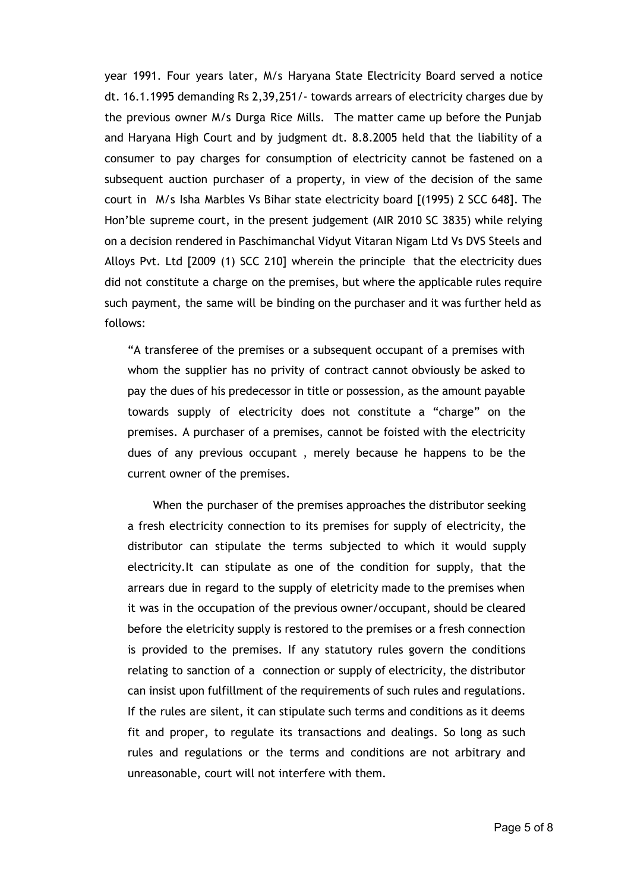year 1991. Four years later, M/s Haryana State Electricity Board served a notice dt. 16.1.1995 demanding Rs 2,39,251/- towards arrears of electricity charges due by the previous owner M/s Durga Rice Mills. The matter came up before the Punjab and Haryana High Court and by judgment dt. 8.8.2005 held that the liability of a consumer to pay charges for consumption of electricity cannot be fastened on a subsequent auction purchaser of a property, in view of the decision of the same court in M/s Isha Marbles Vs Bihar state electricity board [(1995) 2 SCC 648]. The Hon'ble supreme court, in the present judgement (AIR 2010 SC 3835) while relying on a decision rendered in Paschimanchal Vidyut Vitaran Nigam Ltd Vs DVS Steels and Alloys Pvt. Ltd [2009 (1) SCC 210] wherein the principle that the electricity dues did not constitute a charge on the premises, but where the applicable rules require such payment, the same will be binding on the purchaser and it was further held as follows:

> "A transferee of the premises or a subsequent occupant of a premises with whom the supplier has no privity of contract cannot obviously be asked to pay the dues of his predecessor in title or possession, as the amount payable towards supply of electricity does not constitute a "charge" on the premises. A purchaser of a premises, cannot be foisted with the electricity dues of any previous occupant , merely because he happens to be the current owner of the premises.
>
> When the purchaser of the premises approaches the distributor seeking a fresh electricity connection to its premises for supply of electricity, the distributor can stipulate the terms subjected to which it would supply electricity.It can stipulate as one of the condition for supply, that the arrears due in regard to the supply of eletricity made to the premises when it was in the occupation of the previous owner/occupant, should be cleared before the eletricity supply is restored to the premises or a fresh connection is provided to the premises. If any statutory rules govern the conditions relating to sanction of a connection or supply of electricity, the distributor can insist upon fulfillment of the requirements of such rules and regulations. If the rules are silent, it can stipulate such terms and conditions as it deems fit and proper, to regulate its transactions and dealings. So long as such rules and regulations or the terms and conditions are not arbitrary and unreasonable, court will not interfere with them.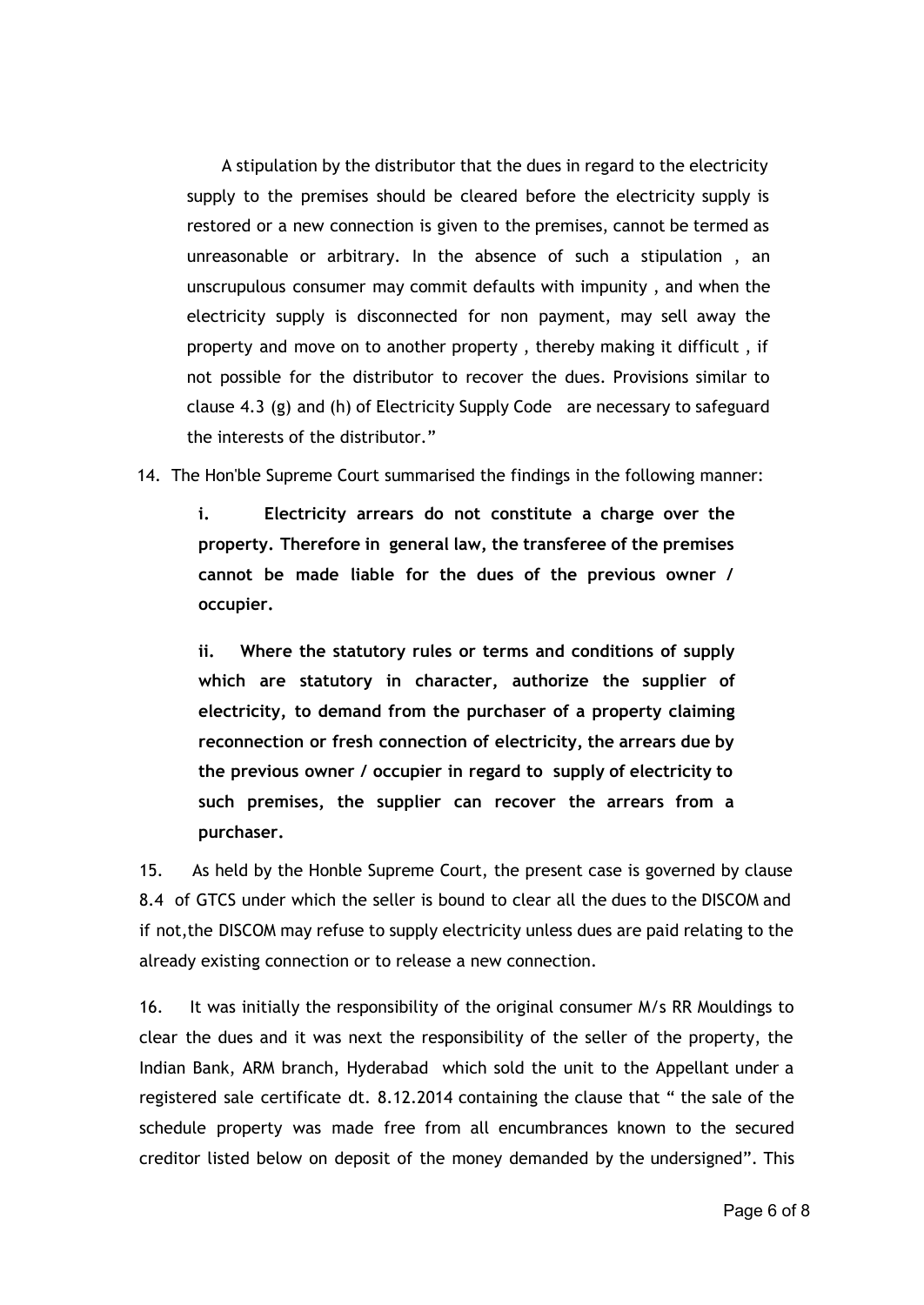> A stipulation by the distributor that the dues in regard to the electricity supply to the premises should be cleared before the electricity supply is restored or a new connection is given to the premises, cannot be termed as unreasonable or arbitrary. In the absence of such a stipulation , an unscrupulous consumer may commit defaults with impunity , and when the electricity supply is disconnected for non payment, may sell away the property and move on to another property , thereby making it difficult , if not possible for the distributor to recover the dues. Provisions similar to clause 4.3 (g) and (h) of Electricity Supply Code are necessary to safeguard the interests of the distributor."

14. The Hon'ble Supreme Court summarised the findings in the following manner:

> **i. Electricity arrears do not constitute a charge over the property. Therefore in general law, the transferee of the premises cannot be made liable for the dues of the previous owner / occupier.**
>
> **ii. Where the statutory rules or terms and conditions of supply which are statutory in character, authorize the supplier of electricity, to demand from the purchaser of a property claiming reconnection or fresh connection of electricity, the arrears due by the previous owner / occupier in regard to supply of electricity to such premises, the supplier can recover the arrears from a purchaser.**

15. As held by the Honble Supreme Court, the present case is governed by clause 8.4 of GTCS under which the seller is bound to clear all the dues to the DISCOM and if not,the DISCOM may refuse to supply electricity unless dues are paid relating to the already existing connection or to release a new connection.

16. It was initially the responsibility of the original consumer M/s RR Mouldings to clear the dues and it was next the responsibility of the seller of the property, the Indian Bank, ARM branch, Hyderabad which sold the unit to the Appellant under a registered sale certificate dt. 8.12.2014 containing the clause that " the sale of the schedule property was made free from all encumbrances known to the secured creditor listed below on deposit of the money demanded by the undersigned". This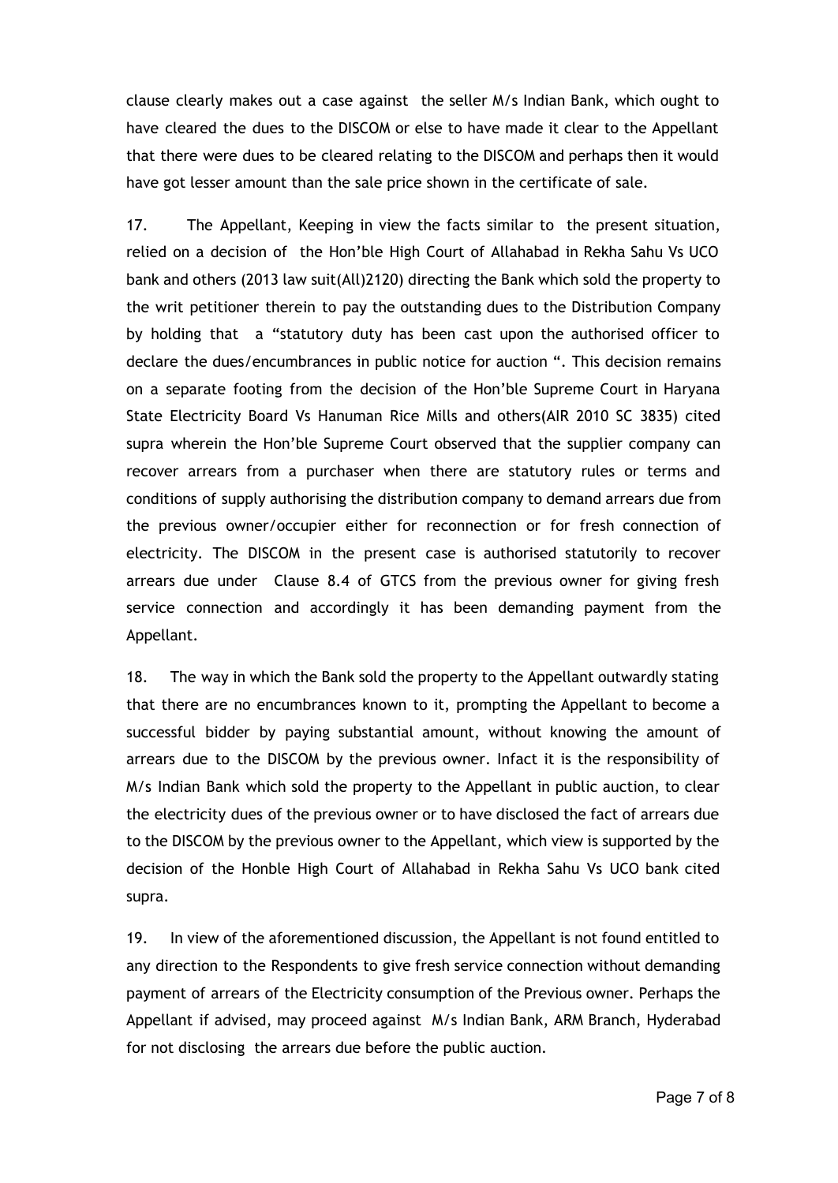clause clearly makes out a case against the seller M/s Indian Bank, which ought to have cleared the dues to the DISCOM or else to have made it clear to the Appellant that there were dues to be cleared relating to the DISCOM and perhaps then it would have got lesser amount than the sale price shown in the certificate of sale.

17. The Appellant, Keeping in view the facts similar to the present situation, relied on a decision of the Hon'ble High Court of Allahabad in Rekha Sahu Vs UCO bank and others (2013 law suit(All)2120) directing the Bank which sold the property to the writ petitioner therein to pay the outstanding dues to the Distribution Company by holding that a "statutory duty has been cast upon the authorised officer to declare the dues/encumbrances in public notice for auction ". This decision remains on a separate footing from the decision of the Hon'ble Supreme Court in Haryana State Electricity Board Vs Hanuman Rice Mills and others(AIR 2010 SC 3835) cited supra wherein the Hon'ble Supreme Court observed that the supplier company can recover arrears from a purchaser when there are statutory rules or terms and conditions of supply authorising the distribution company to demand arrears due from the previous owner/occupier either for reconnection or for fresh connection of electricity. The DISCOM in the present case is authorised statutorily to recover arrears due under Clause 8.4 of GTCS from the previous owner for giving fresh service connection and accordingly it has been demanding payment from the Appellant.

18. The way in which the Bank sold the property to the Appellant outwardly stating that there are no encumbrances known to it, prompting the Appellant to become a successful bidder by paying substantial amount, without knowing the amount of arrears due to the DISCOM by the previous owner. Infact it is the responsibility of M/s Indian Bank which sold the property to the Appellant in public auction, to clear the electricity dues of the previous owner or to have disclosed the fact of arrears due to the DISCOM by the previous owner to the Appellant, which view is supported by the decision of the Honble High Court of Allahabad in Rekha Sahu Vs UCO bank cited supra.

19. In view of the aforementioned discussion, the Appellant is not found entitled to any direction to the Respondents to give fresh service connection without demanding payment of arrears of the Electricity consumption of the Previous owner. Perhaps the Appellant if advised, may proceed against M/s Indian Bank, ARM Branch, Hyderabad for not disclosing the arrears due before the public auction.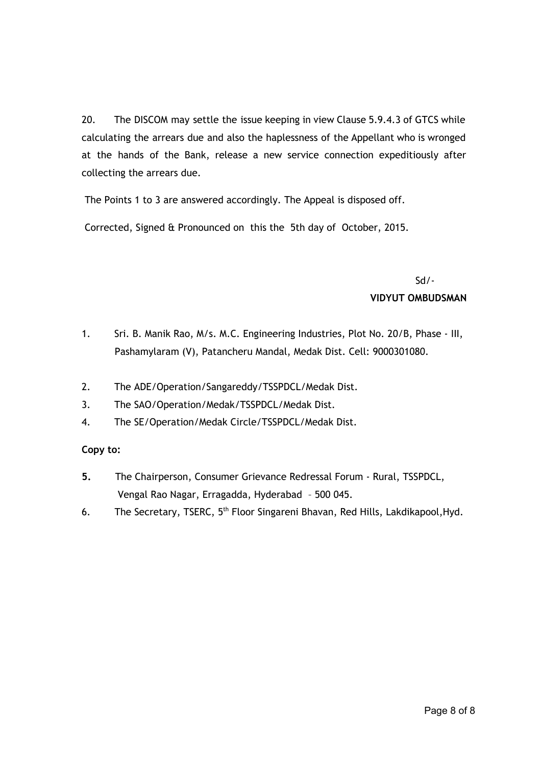20. The DISCOM may settle the issue keeping in view Clause 5.9.4.3 of GTCS while calculating the arrears due and also the haplessness of the Appellant who is wronged at the hands of the Bank, release a new service connection expeditiously after collecting the arrears due.

The Points 1 to 3 are answered accordingly. The Appeal is disposed off.

Corrected, Signed & Pronounced on this the 5th day of October, 2015.

Sd/-

**VIDYUT OMBUDSMAN**

1. Sri. B. Manik Rao, M/s. M.C. Engineering Industries, Plot No. 20/B, Phase - III, Pashamylaram (V), Patancheru Mandal, Medak Dist. Cell: 9000301080.
2. The ADE/Operation/Sangareddy/TSSPDCL/Medak Dist.
3. The SAO/Operation/Medak/TSSPDCL/Medak Dist.
4. The SE/Operation/Medak Circle/TSSPDCL/Medak Dist.

**Copy to:**

5. The Chairperson, Consumer Grievance Redressal Forum - Rural, TSSPDCL, Vengal Rao Nagar, Erragadda, Hyderabad – 500 045.
6. The Secretary, TSERC, 5th Floor Singareni Bhavan, Red Hills, Lakdikapool,Hyd.